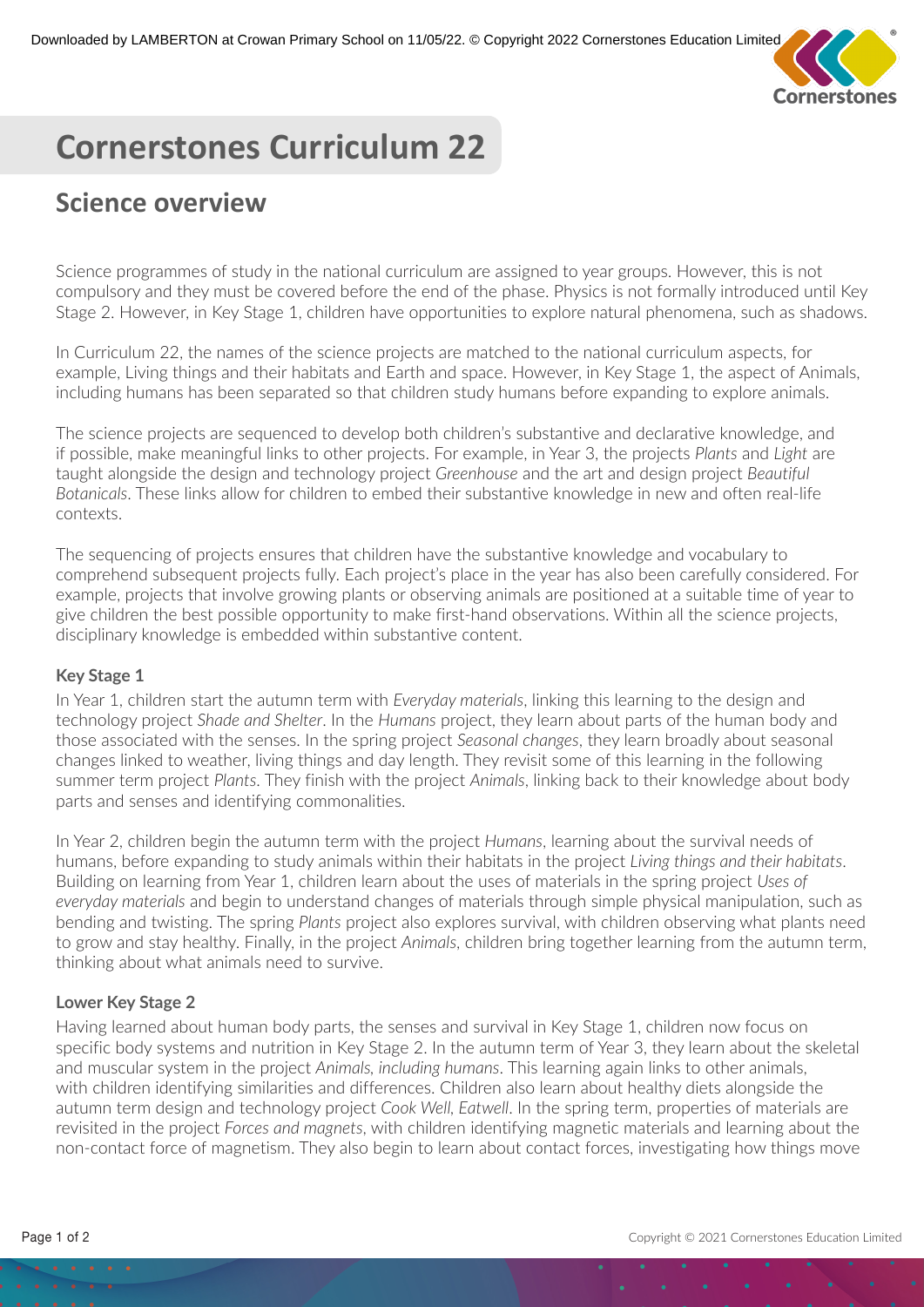# Cornerstones Curriculum 22

## Science overview

Science programmes of study in the national curriculum are assigned to year groups. However, this is not compulsory and they must be covered before the end of the phase. Physics is not formally introduced until Key Stage 2. However, in Key Stage 1, children have opportunities to explore natural phenomena, such as shadows.

In Curriculum 22, the names of the science projects are matched to the national curriculum aspects, for example, Living things and their habitats and Earth and space. However, in Key Stage 1, the aspect of Animals, including humans has been separated so that children study humans before expanding to explore animals.

The science projects are sequenced to develop both children's substantive and declarative knowledge, and if possible, make meaningful links to other projects. For example, in Year 3, the projects *Plants* and *Light* are taught alongside the design and technology project *Greenhouse* and the art and design project *Beautiful Botanicals*. These links allow for children to embed their substantive knowledge in new and often real-life contexts.

The sequencing of projects ensures that children have the substantive knowledge and vocabulary to comprehend subsequent projects fully. Each project's place in the year has also been carefully considered. For example, projects that involve growing plants or observing animals are positioned at a suitable time of year to give children the best possible opportunity to make first-hand observations. Within all the science projects, disciplinary knowledge is embedded within substantive content.

### Key Stage 1

In Year 1, children start the autumn term with *Everyday materials*, linking this learning to the design and technology project *Shade and Shelter*. In the *Humans* project, they learn about parts of the human body and those associated with the senses. In the spring project *Seasonal changes*, they learn broadly about seasonal changes linked to weather, living things and day length. They revisit some of this learning in the following summer term project *Plants*. They finish with the project *Animals*, linking back to their knowledge about body parts and senses and identifying commonalities.

In Year 2, children begin the autumn term with the project *Humans*, learning about the survival needs of humans, before expanding to study animals within their habitats in the project *Living things and their habitats*. Building on learning from Year 1, children learn about the uses of materials in the spring project *Uses of everyday materials* and begin to understand changes of materials through simple physical manipulation, such as bending and twisting. The spring *Plants* project also explores survival, with children observing what plants need to grow and stay healthy. Finally, in the project *Animals*, children bring together learning from the autumn term, thinking about what animals need to survive.

### Lower Key Stage 2

Having learned about human body parts, the senses and survival in Key Stage 1, children now focus on specific body systems and nutrition in Key Stage 2. In the autumn term of Year 3, they learn about the skeletal and muscular system in the project *Animals, including humans*. This learning again links to other animals, with children identifying similarities and differences. Children also learn about healthy diets alongside the autumn term design and technology project *Cook Well, Eatwell*. In the spring term, properties of materials are revisited in the project *Forces and magnets*, with children identifying magnetic materials and learning about the non-contact force of magnetism. They also begin to learn about contact forces, investigating how things move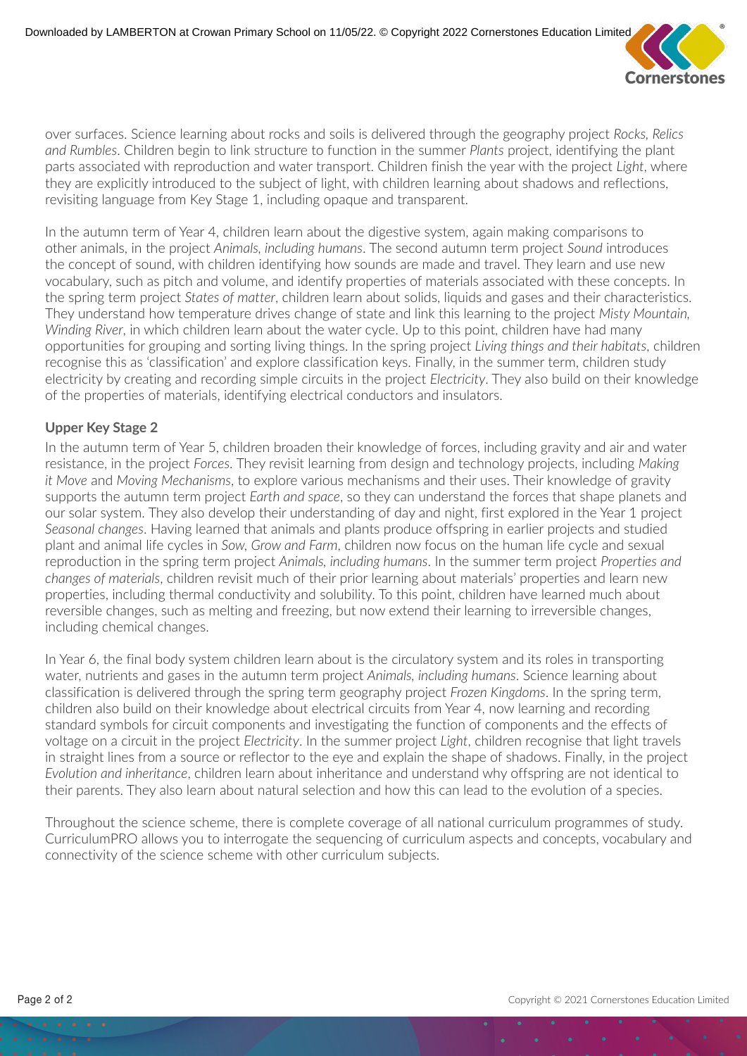over surfaces. Science learning about rocks and soils is delivered through the geography project *Rocks, Relics and Rumbles*. Children begin to link structure to function in the summer *Plants* project, identifying the plant parts associated with reproduction and water transport. Children finish the year with the project *Light*, where they are explicitly introduced to the subject of light, with children learning about shadows and reflections, revisiting language from Key Stage 1, including opaque and transparent.

In the autumn term of Year 4, children learn about the digestive system, again making comparisons to other animals, in the project *Animals, including humans*. The second autumn term project *Sound* introduces the concept of sound, with children identifying how sounds are made and travel. They learn and use new vocabulary, such as pitch and volume, and identify properties of materials associated with these concepts. In the spring term project *States of matter*, children learn about solids, liquids and gases and their characteristics. They understand how temperature drives change of state and link this learning to the project *Misty Mountain, Winding River*, in which children learn about the water cycle. Up to this point, children have had many opportunities for grouping and sorting living things. In the spring project *Living things and their habitats*, children recognise this as 'classification' and explore classification keys. Finally, in the summer term, children study electricity by creating and recording simple circuits in the project *Electricity*. They also build on their knowledge of the properties of materials, identifying electrical conductors and insulators.

### Upper Key Stage 2

In the autumn term of Year 5, children broaden their knowledge of forces, including gravity and air and water resistance, in the project *Forces*. They revisit learning from design and technology projects, including *Making it Move* and *Moving Mechanisms*, to explore various mechanisms and their uses. Their knowledge of gravity supports the autumn term project *Earth and space*, so they can understand the forces that shape planets and our solar system. They also develop their understanding of day and night, first explored in the Year 1 project *Seasonal changes*. Having learned that animals and plants produce offspring in earlier projects and studied plant and animal life cycles in *Sow, Grow and Farm*, children now focus on the human life cycle and sexual reproduction in the spring term project *Animals, including humans*. In the summer term project *Properties and changes of materials*, children revisit much of their prior learning about materials' properties and learn new properties, including thermal conductivity and solubility. To this point, children have learned much about reversible changes, such as melting and freezing, but now extend their learning to irreversible changes, including chemical changes.

In Year 6, the final body system children learn about is the circulatory system and its roles in transporting water, nutrients and gases in the autumn term project *Animals, including humans*. Science learning about classification is delivered through the spring term geography project *Frozen Kingdoms*. In the spring term, children also build on their knowledge about electrical circuits from Year 4, now learning and recording standard symbols for circuit components and investigating the function of components and the effects of voltage on a circuit in the project *Electricity*. In the summer project *Light*, children recognise that light travels in straight lines from a source or reflector to the eye and explain the shape of shadows. Finally, in the project *Evolution and inheritance*, children learn about inheritance and understand why offspring are not identical to their parents. They also learn about natural selection and how this can lead to the evolution of a species.

Throughout the science scheme, there is complete coverage of all national curriculum programmes of study. CurriculumPRO allows you to interrogate the sequencing of curriculum aspects and concepts, vocabulary and connectivity of the science scheme with other curriculum subjects.